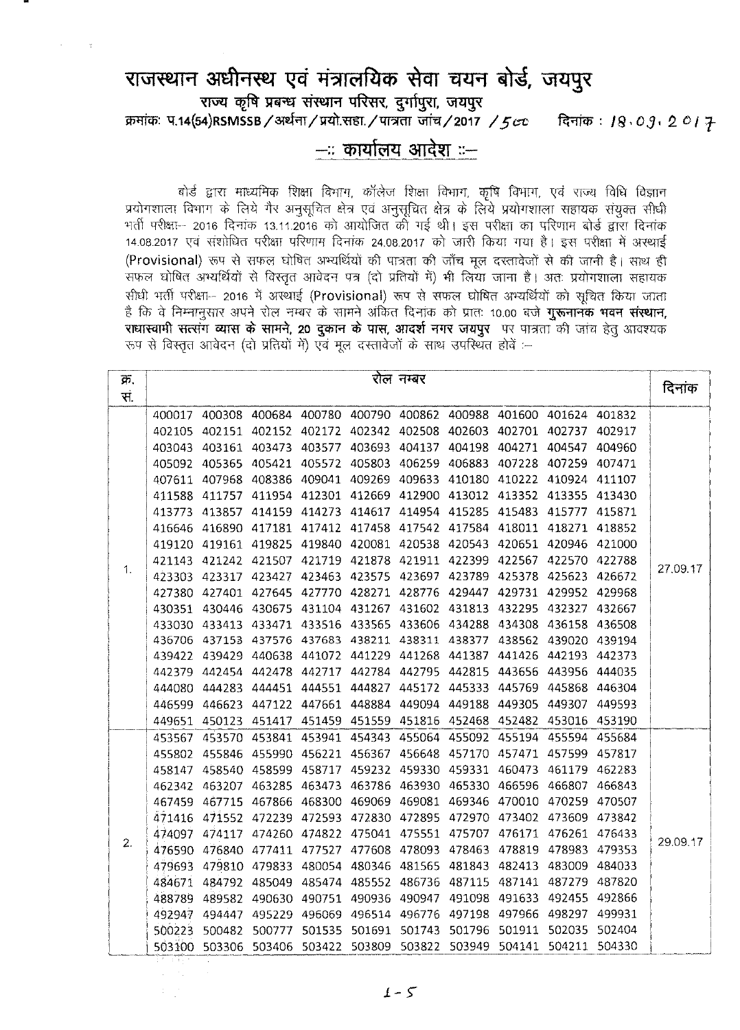# राजस्थान अधीनस्थ एवं मंत्रालयिक सेवा चयन बोर्ड, जयपुर

**राज्य कृषि प्रबन्ध संस्थान परिसर, दुर्गापुरा, जयपुर**

क्रमांकः प.14(54)RSMSSB / अर्थना / प्रयो.सहा. / पात्रता जांच / 2017 / 500 दिनांक : 18.09.2017

## —:: कार्यालय आदेश ::—

बोर्ड द्वारा माध्यमिक शिक्षा विभाग, कॉलेज शिक्षा विभाग, कृषि विभाग, एवं राज्य विधि विज्ञान प्रयोगशाला विभाग के लिये गैर अनुसूचित क्षेत्र एवं अनुसूचित क्षेत्र के लिये प्रयोगशाला सहायक संयुक्त सीधी भर्ती परीक्षा– 2016 दिनांक 13.11.2016 को आयोजित की गई थी। इस परीक्षा का परिणाम बोर्ड द्वारा दिनांक 14.08.2017 एवं संशोधित परीक्षा परिणाम दिनांक 24.08.2017 को जारी किया गया है। इस परीक्षा में अस्थाई (Provisional) रूप से सफल घोषित अभ्यर्थियों की पात्रता की जाँच मूल दस्तावेजों से की जानी है। साथ ही सफल घोषित अभ्यर्थियों से विस्तृत आवेदन पत्र (दो प्रतियों में) भी लिया जाना है। अतः प्रयोगशाला सहायक सीधी भर्ती परीक्षा– 2016 में अस्थाई (Provisional) रूप से सफल घोषित अभ्यर्थियों को सूचित किया जाता है कि वे निम्नानुसार अपने रोल नम्बर के सामने अंकित दिनांक को प्रातः 10.00 बजे **गुरूनानक भवन संस्थान, राधास्वामी सत्संग व्यास के सामने, 20 दुकान के पास, आदर्श नगर जयपुर** पर पात्रता की जांच हेतु आवश्यक रूप से विस्तृत आवेदन (दो प्रतियों में) एवं मूल दस्तावेजों के साथ उपस्थित होवें :–

| क्र. सं. | रोल नम्बर | दिनांक |
|---|---|---|
| 1. | 400017 400308 400684 400780 400790 400862 400988 401600 401624 401832<br>402105 402151 402152 402172 402342 402508 402603 402701 402737 402917<br>403043 403161 403473 403577 403693 404137 404198 404271 404547 404960<br>405092 405365 405421 405572 405803 406259 406883 407228 407259 407471<br>407611 407968 408386 409041 409269 409633 410180 410222 410924 411107<br>411588 411757 411954 412301 412669 412900 413012 413352 413355 413430<br>413773 413857 414159 414273 414617 414954 415285 415483 415777 415871<br>416646 416890 417181 417412 417458 417542 417584 418011 418271 418852<br>419120 419161 419825 419840 420081 420538 420543 420651 420946 421000<br>421143 421242 421507 421719 421878 421911 422399 422567 422570 422788<br>423303 423317 423427 423463 423575 423697 423789 425378 425623 426672<br>427380 427401 427645 427770 428271 428776 429447 429731 429952 429968<br>430351 430446 430675 431104 431267 431602 431813 432295 432327 432667<br>433030 433413 433471 433516 433565 433606 434288 434308 436158 436508<br>436706 437153 437576 437683 438211 438311 438377 438562 439020 439194<br>439422 439429 440638 441072 441229 441268 441387 441426 442193 442373<br>442379 442454 442478 442717 442784 442795 442815 443656 443956 444035<br>444080 444283 444451 444551 444827 445172 445333 445769 445868 446304<br>446599 446623 447122 447661 448884 449094 449188 449305 449307 449593<br>449651 450123 451417 451459 451559 451816 452468 452482 453016 453190 | 27.09.17 |
| 2. | 453567 453570 453841 453941 454343 455064 455092 455194 455594 455684<br>455802 455846 455990 456221 456367 456648 457170 457471 457599 457817<br>458147 458540 458599 458717 459232 459330 459331 460473 461179 462283<br>462342 463207 463285 463473 463786 463930 465330 466596 466807 466843<br>467459 467715 467866 468300 469069 469081 469346 470010 470259 470507<br>471416 471552 472239 472593 472830 472895 472970 473402 473609 473842<br>474097 474117 474260 474822 475041 475551 475707 476171 476261 476433<br>476590 476840 477411 477527 477608 478093 478463 478819 478983 479353<br>479693 479810 479833 480054 480346 481565 481843 482413 483009 484033<br>484671 484792 485049 485474 485552 486736 487115 487141 487279 487820<br>488789 489582 490630 490751 490936 490947 491098 491633 492455 492866<br>492947 494447 495229 496069 496514 496776 497198 497966 498297 499931<br>500223 500482 500777 501535 501691 501743 501796 501911 502035 502404<br>503100 503306 503406 503422 503809 503822 503949 504141 504211 504330 | 29.09.17 |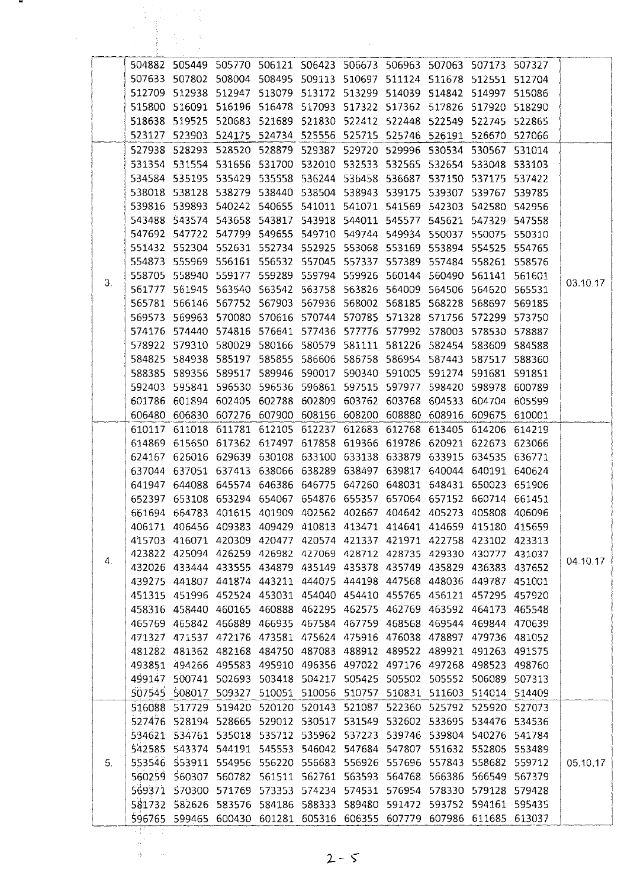| | | |
|---|---|---|
| | 504882 505449 505770 506121 506423 506673 506963 507063 507173 507327<br>507633 507802 508004 508495 509113 510697 511124 511678 512551 512704<br>512709 512938 512947 513079 513172 513299 514039 514842 514997 515086<br>515800 516091 516196 516478 517093 517322 517362 517826 517920 518290<br>518638 519525 520683 521689 521830 522412 522448 522549 522745 522865<br>523127 523903 524175 524734 525556 525715 525746 526191 526670 527066 | |
| 3. | 527938 528293 528520 528879 529387 529720 529996 530534 530567 531014<br>531354 531554 531656 531700 532010 532533 532565 532654 533048 533103<br>534584 535195 535429 535558 536244 536458 536687 537150 537175 537422<br>538018 538128 538279 538440 538504 538943 539175 539307 539767 539785<br>539816 539893 540242 540655 541011 541071 541569 542303 542580 542956<br>543488 543574 543658 543817 543918 544011 545577 545621 547329 547558<br>547692 547722 547799 549655 549710 549744 549934 550037 550075 550310<br>551432 552304 552631 552734 552925 553068 553169 553894 554525 554765<br>554873 555969 556161 556532 557045 557337 557389 557484 558261 558576<br>558705 558940 559177 559289 559794 559926 560144 560490 561141 561601<br>561777 561945 563540 563542 563758 563826 564009 564506 564620 565531<br>565781 566146 567752 567903 567936 568002 568185 568228 568697 569185<br>569573 569963 570080 570616 570744 570785 571328 571756 572299 573750<br>574176 574440 574816 576641 577436 577776 577992 578003 578530 578887<br>578922 579310 580029 580166 580579 581111 581226 582454 583609 584588<br>584825 584938 585197 585855 586606 586758 586954 587443 587517 588360<br>588385 589356 589517 589946 590017 590340 591005 591274 591681 591851<br>592403 595841 596530 596536 596861 597515 597977 598420 598978 600789<br>601786 601894 602405 602788 602809 603762 603768 604533 604704 605599<br>606480 606830 607276 607900 608156 608200 608880 608916 609675 610001 | 03.10.17 |
| 4. | 610117 611018 611781 612105 612237 612683 612768 613405 614206 614219<br>614869 615650 617362 617497 617858 619366 619786 620921 622673 623066<br>624167 626016 629639 630108 633100 633138 633879 633915 634535 636771<br>637044 637051 637413 638066 638289 638497 639817 640044 640191 640624<br>641947 644088 645574 646386 646775 647260 648031 648431 650023 651906<br>652397 653108 653294 654067 654876 655357 657064 657152 660714 661451<br>661694 664783 401615 401909 402562 402667 404642 405273 405808 406096<br>406171 406456 409383 409429 410813 413471 414641 414659 415180 415659<br>415703 416071 420309 420477 420574 421337 421971 422758 423102 423313<br>423822 425094 426259 426982 427069 428712 428735 429330 430777 431037<br>432026 433444 433555 434879 435149 435378 435749 435829 436383 437652<br>439275 441807 441874 443211 444075 444198 447568 448036 449787 451001<br>451315 451996 452524 453031 454040 454410 455765 456121 457295 457920<br>458316 458440 460165 460888 462295 462575 462769 463592 464173 465548<br>465769 465842 466889 466935 467584 467759 468568 469544 469844 470639<br>471327 471537 472176 473581 475624 475916 476038 478897 479736 481052<br>481282 481362 482168 484750 487083 488912 489522 489921 491263 491575<br>493851 494266 495583 495910 496356 497022 497176 497268 498523 498760<br>499147 500741 502693 503418 504217 505425 505502 505552 506089 507313<br>507545 508017 509327 510051 510056 510757 510831 511603 514014 514409 | 04.10.17 |
| 5. | 516088 517729 519420 520120 520143 521087 522360 525792 525920 527073<br>527476 528194 528665 529012 530517 531549 532602 533695 534476 534536<br>534621 534761 535018 535712 535962 537223 539746 539804 540276 541784<br>542585 543374 544191 545553 546042 547684 547807 551632 552805 553489<br>553546 553911 554956 556220 556683 556926 557696 557843 558682 559712<br>560259 560307 560782 561511 562761 563593 564768 566386 566549 567379<br>569371 570300 571769 573353 574234 574531 576954 578330 579128 579428<br>581732 582626 583576 584186 588333 589480 591472 593752 594161 595435<br>596765 599465 600430 601281 605316 606355 607779 607986 611685 613037 | 05.10.17 |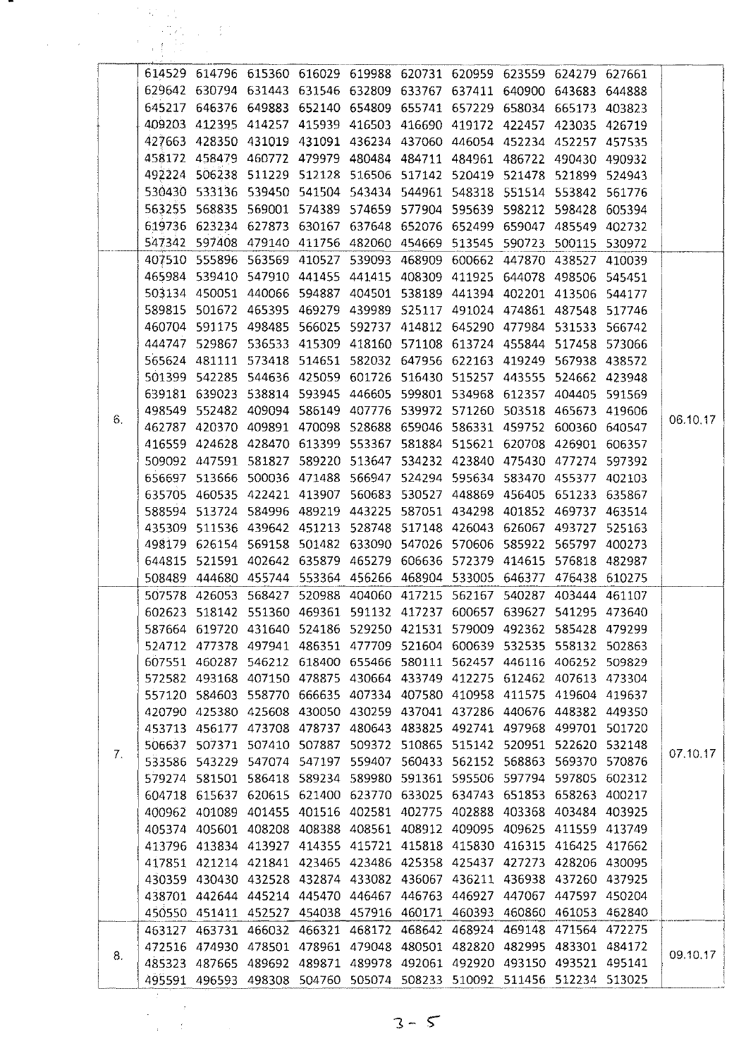| | | |
|---|---|---|
| | 614529 614796 615360 616029 619988 620731 620959 623559 624279 627661<br>629642 630794 631443 631546 632809 633767 637411 640900 643683 644888<br>645217 646376 649883 652140 654809 655741 657229 658034 665173 403823<br>409203 412395 414257 415939 416503 416690 419172 422457 423035 426719<br>427663 428350 431019 431091 436234 437060 446054 452234 452257 457535<br>458172 458479 460772 479979 480484 484711 484961 486722 490430 490932<br>492224 506238 511229 512128 516506 517142 520419 521478 521899 524943<br>530430 533136 539450 541504 543434 544961 548318 551514 553842 561776<br>563255 568835 569001 574389 574659 577904 595639 598212 598428 605394<br>619736 623234 627873 630167 637648 652076 652499 659047 485549 402732<br>547342 597408 479140 411756 482060 454669 513545 590723 500115 530972 | |
| 6. | 407510 555896 563569 410527 539093 468909 600662 447870 438527 410039<br>465984 539410 547910 441455 441415 408309 411925 644078 498506 545451<br>503134 450051 440066 594887 404501 538189 441394 402201 413506 544177<br>589815 501672 465395 469279 439989 525117 491024 474861 487548 517746<br>460704 591175 498485 566025 592737 414812 645290 477984 531533 566742<br>444747 529867 536533 415309 418160 571108 613724 455844 517458 573066<br>565624 481111 573418 514651 582032 647956 622163 419249 567938 438572<br>501399 542285 544636 425059 601726 516430 515257 443555 524662 423948<br>639181 639023 538814 593945 446605 599801 534968 612357 404405 591569<br>498549 552482 409094 586149 407776 539972 571260 503518 465673 419606<br>462787 420370 409891 470098 528688 659046 586331 459752 600360 640547<br>416559 424628 428470 613399 553367 581884 515621 620708 426901 606357<br>509092 447591 581827 589220 513647 534232 423840 475430 477274 597392<br>656697 513666 500036 471488 566947 524294 595634 583470 455377 402103<br>635705 460535 422421 413907 560683 530527 448869 456405 651233 635867<br>588594 513724 584996 489219 443225 587051 434298 401852 469737 463514<br>435309 511536 439642 451213 528748 517148 426043 626067 493727 525163<br>498179 626154 569158 501482 633090 547026 570606 585922 565797 400273<br>644815 521591 402642 635879 465279 606636 572379 414615 576818 482987<br>508489 444680 455744 553364 456266 468904 533005 646377 476438 610275 | 06.10.17 |
| 7. | 507578 426053 568427 520988 404060 417215 562167 540287 403444 461107<br>602623 518142 551360 469361 591132 417237 600657 639627 541295 473640<br>587664 619720 431640 524186 529250 421531 579009 492362 585428 479299<br>524712 477378 497941 486351 477709 521604 600639 532535 558132 502863<br>607551 460287 546212 618400 655466 580111 562457 446116 406252 509829<br>572582 493168 407150 478875 430664 433749 412275 612462 407613 473304<br>557120 584603 558770 666635 407334 407580 410958 411575 419604 419637<br>420790 425380 425608 430050 430259 437041 437286 440676 448382 449350<br>453713 456177 473708 478737 480643 483825 492741 497968 499701 501720<br>506637 507371 507410 507887 509372 510865 515142 520951 522620 532148<br>533586 543229 547074 547197 559407 560433 562152 568863 569370 570876<br>579274 581501 586418 589234 589980 591361 595506 597794 597805 602312<br>604718 615637 620615 621400 623770 633025 634743 651853 658263 400217<br>400962 401089 401455 401516 402581 402775 402888 403368 403484 403925<br>405374 405601 408208 408388 408561 408912 409095 409625 411559 413749<br>413796 413834 413927 414355 415721 415818 415830 416315 416425 417662<br>417851 421214 421841 423465 423486 425358 425437 427273 428206 430095<br>430359 430430 432528 432874 433082 436067 436211 436938 437260 437925<br>438701 442644 445214 445470 446467 446763 446927 447067 447597 450204<br>450550 451411 452527 454038 457916 460171 460393 460860 461053 462840 | 07.10.17 |
| 8. | 463127 463731 466032 466321 468172 468642 468924 469148 471564 472275<br>472516 474930 478501 478961 479048 480501 482820 482995 483301 484172<br>485323 487665 489692 489871 489978 492061 492920 493150 493521 495141<br>495591 496593 498308 504760 505074 508233 510092 511456 512234 513025 | 09.10.17 |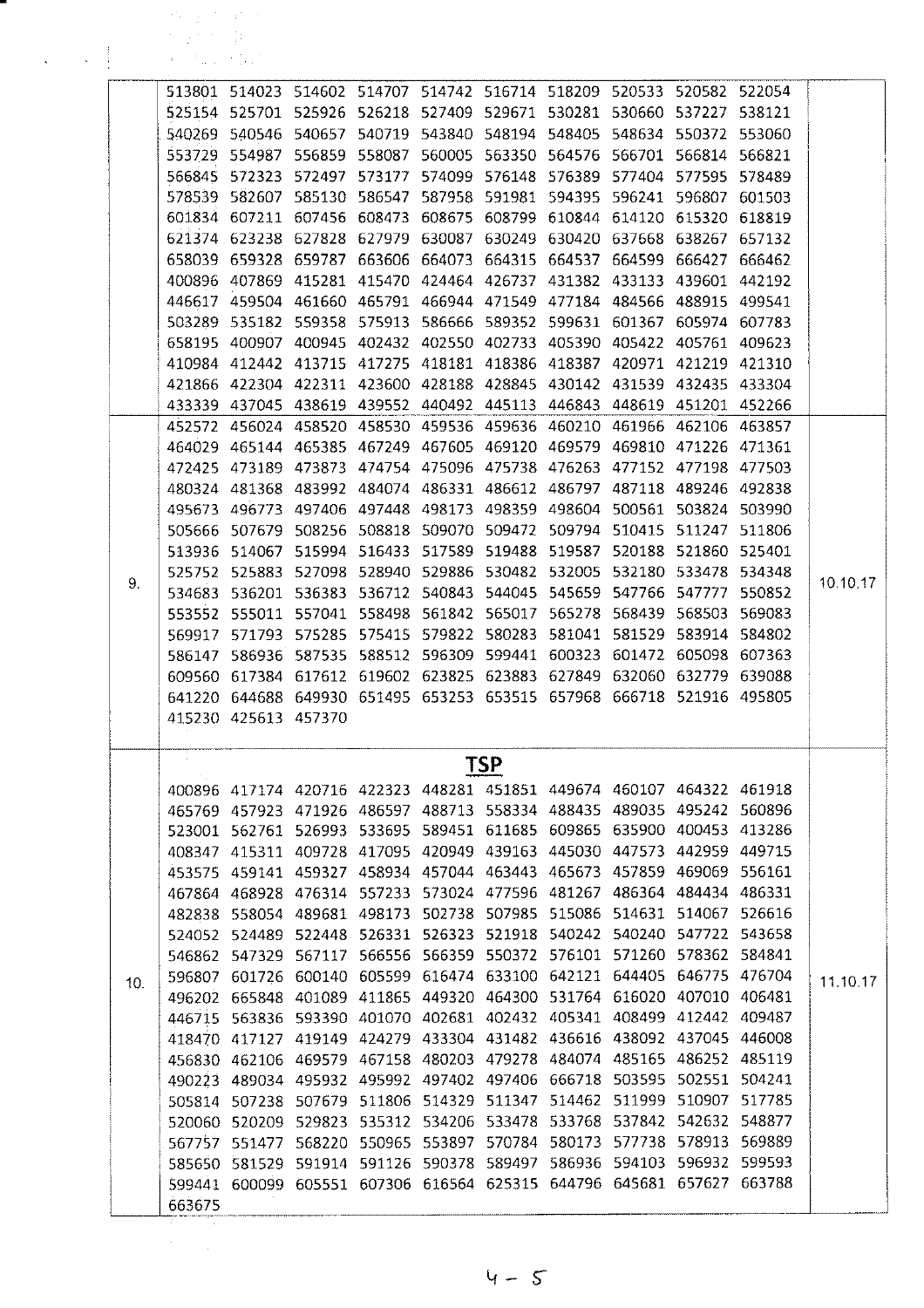|  |  |  |
|---|---|---|
|  | 513801 514023 514602 514707 514742 516714 518209 520533 520582 522054 525154 525701 525926 526218 527409 529671 530281 530660 537227 538121 540269 540546 540657 540719 543840 548194 548405 548634 550372 553060 553729 554987 556859 558087 560005 563350 564576 566701 566814 566821 566845 572323 572497 573177 574099 576148 576389 577404 577595 578489 578539 582607 585130 586547 587958 591981 594395 596241 596807 601503 601834 607211 607456 608473 608675 608799 610844 614120 615320 618819 621374 623238 627828 627979 630087 630249 630420 637668 638267 657132 658039 659328 659787 663606 664073 664315 664537 664599 666427 666462 400896 407869 415281 415470 424464 426737 431382 433133 439601 442192 446617 459504 461660 465791 466944 471549 477184 484566 488915 499541 503289 535182 559358 575913 586666 589352 599631 601367 605974 607783 658195 400907 400945 402432 402550 402733 405390 405422 405761 409623 410984 412442 413715 417275 418181 418386 418387 420971 421219 421310 421866 422304 422311 423600 428188 428845 430142 431539 432435 433304 433339 437045 438619 439552 440492 445113 446843 448619 451201 452266 |  |
| 9. | 452572 456024 458520 458530 459536 459636 460210 461966 462106 463857 464029 465144 465385 467249 467605 469120 469579 469810 471226 471361 472425 473189 473873 474754 475096 475738 476263 477152 477198 477503 480324 481368 483992 484074 486331 486612 486797 487118 489246 492838 495673 496773 497406 497448 498173 498359 498604 500561 503824 503990 505666 507679 508256 508818 509070 509472 509794 510415 511247 511806 513936 514067 515994 516433 517589 519488 519587 520188 521860 525401 525752 525883 527098 528940 529886 530482 532005 532180 533478 534348 534683 536201 536383 536712 540843 544045 545659 547766 547777 550852 553552 555011 557041 558498 561842 565017 565278 568439 568503 569083 569917 571793 575285 575415 579822 580283 581041 581529 583914 584802 586147 586936 587535 588512 596309 599441 600323 601472 605098 607363 609560 617384 617612 619602 623825 623883 627849 632060 632779 639088 641220 644688 649930 651495 653253 653515 657968 666718 521916 495805 415230 425613 457370 | 10.10.17 |
| 10. | **TSP** 400896 417174 420716 422323 448281 451851 449674 460107 464322 461918 465769 457923 471926 486597 488713 558334 488435 489035 495242 560896 523001 562761 526993 533695 589451 611685 609865 635900 400453 413286 408347 415311 409728 417095 420949 439163 445030 447573 442959 449715 453575 459141 459327 458934 457044 463443 465673 457859 469069 556161 467864 468928 476314 557233 573024 477596 481267 486364 484434 486331 482838 558054 489681 498173 502738 507985 515086 514631 514067 526616 524052 524489 522448 526331 526323 521918 540242 540240 547722 543658 546862 547329 567117 566556 566359 550372 576101 571260 578362 584841 596807 601726 600140 605599 616474 633100 642121 644405 646775 476704 496202 665848 401089 411865 449320 464300 531764 616020 407010 406481 446715 563836 593390 401070 402681 402432 405341 408499 412442 409487 418470 417127 419149 424279 433304 431482 436616 438092 437045 446008 456830 462106 469579 467158 480203 479278 484074 485165 486252 485119 490223 489034 495932 495992 497402 497406 666718 503595 502551 504241 505814 507238 507679 511806 514329 511347 514462 511999 510907 517785 520060 520209 529823 535312 534206 533478 533768 537842 542632 548877 567757 551477 568220 550965 553897 570784 580173 577738 578913 569889 585650 581529 591914 591126 590378 589497 586936 594103 596932 599593 599441 600099 605551 607306 616564 625315 644796 645681 657627 663788 663675 | 11.10.17 |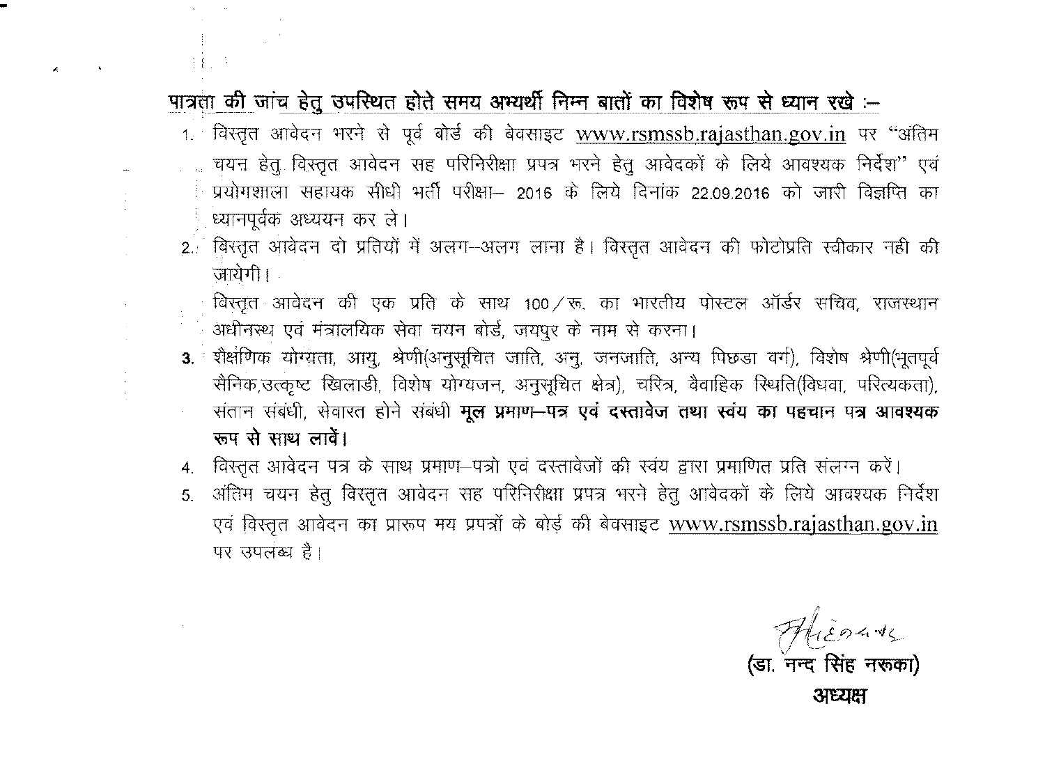**पात्रता की जांच हेतु उपस्थित होते समय अभ्यर्थी निम्न बातों का विशेष रूप से ध्यान रखे :–**

1. विस्तृत आवेदन भरने से पूर्व बोर्ड की बेवसाइट www.rsmssb.rajasthan.gov.in पर "अंतिम चयन हेतु विस्तृत आवेदन सह परिनिरीक्षा प्रपत्र भरने हेतु आवेदकों के लिये आवश्यक निर्देश" एवं प्रयोगशाला सहायक सीधी भर्ती परीक्षा– 2016 के लिये दिनांक 22.09.2016 को जारी विज्ञप्ति का ध्यानपूर्वक अध्ययन कर ले।
2. विस्तृत आवेदन दो प्रतियों में अलग–अलग लाना है। विस्तृत आवेदन की फोटोप्रति स्वीकार नही की जायेगी।

   विस्तृत आवेदन की एक प्रति के साथ 100/रू. का भारतीय पोस्टल ऑर्डर सचिव, राजस्थान अधीनस्थ एवं मंत्रालयिक सेवा चयन बोर्ड, जयपुर के नाम से करना।
3. शैक्षणिक योग्यता, आयु, श्रेणी(अनुसूचित जाति, अनु. जनजाति, अन्य पिछड़ा वर्ग), विशेष श्रेणी(भूतपूर्व सैनिक,उत्कृष्ट खिलाडी, विशेष योग्यजन, अनुसूचित क्षेत्र), चरित्र, वैवाहिक स्थिति(विधवा, परित्यकता), संतान संबंधी, सेवारत होने संबंधी **मूल प्रमाण–पत्र एवं दस्तावेज तथा स्वंय का पहचान पत्र आवश्यक रूप से साथ लावें।**
4. विस्तृत आवेदन पत्र के साथ प्रमाण–पत्रो एवं दस्तावेजों की स्वंय द्वारा प्रमाणित प्रति संलग्न करें।
5. अंतिम चयन हेतु विस्तृत आवेदन सह परिनिरीक्षा प्रपत्र भरने हेतु आवेदकों के लिये आवश्यक निर्देश एवं विस्तृत आवेदन का प्रारूप मय प्रपत्रों के बोर्ड की बेवसाइट www.rsmssb.rajasthan.gov.in पर उपलब्ध है।

(डा. नन्द सिंह नरूका)

**अध्यक्ष**